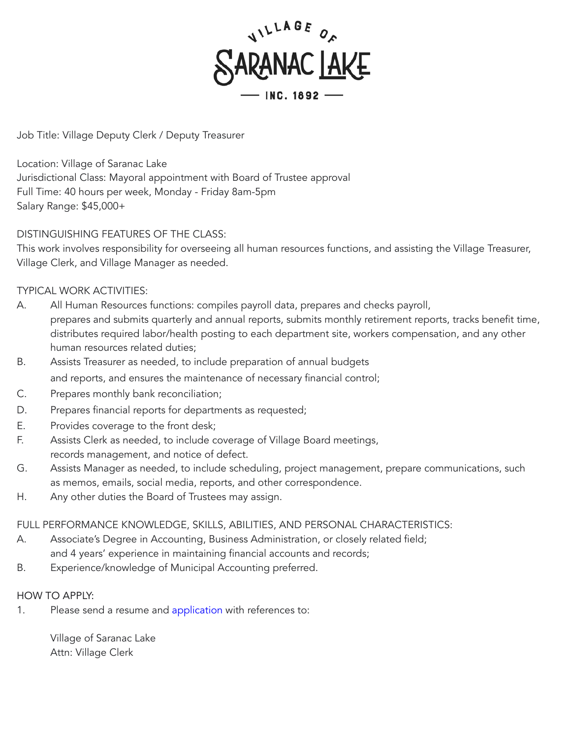VILLAGE OF SARANAC LAKE
INC. 1892

Job Title: Village Deputy Clerk / Deputy Treasurer

Location: Village of Saranac Lake
Jurisdictional Class: Mayoral appointment with Board of Trustee approval
Full Time: 40 hours per week, Monday - Friday 8am-5pm
Salary Range: $45,000+

DISTINGUISHING FEATURES OF THE CLASS:
This work involves responsibility for overseeing all human resources functions, and assisting the Village Treasurer, Village Clerk, and Village Manager as needed.

TYPICAL WORK ACTIVITIES:

A. All Human Resources functions: compiles payroll data, prepares and checks payroll, prepares and submits quarterly and annual reports, submits monthly retirement reports, tracks benefit time, distributes required labor/health posting to each department site, workers compensation, and any other human resources related duties;
B. Assists Treasurer as needed, to include preparation of annual budgets and reports, and ensures the maintenance of necessary financial control;
C. Prepares monthly bank reconciliation;
D. Prepares financial reports for departments as requested;
E. Provides coverage to the front desk;
F. Assists Clerk as needed, to include coverage of Village Board meetings, records management, and notice of defect.
G. Assists Manager as needed, to include scheduling, project management, prepare communications, such as memos, emails, social media, reports, and other correspondence.
H. Any other duties the Board of Trustees may assign.

FULL PERFORMANCE KNOWLEDGE, SKILLS, ABILITIES, AND PERSONAL CHARACTERISTICS:

A. Associate's Degree in Accounting, Business Administration, or closely related field; and 4 years' experience in maintaining financial accounts and records;
B. Experience/knowledge of Municipal Accounting preferred.

HOW TO APPLY:

1. Please send a resume and application with references to:

   Village of Saranac Lake
   Attn: Village Clerk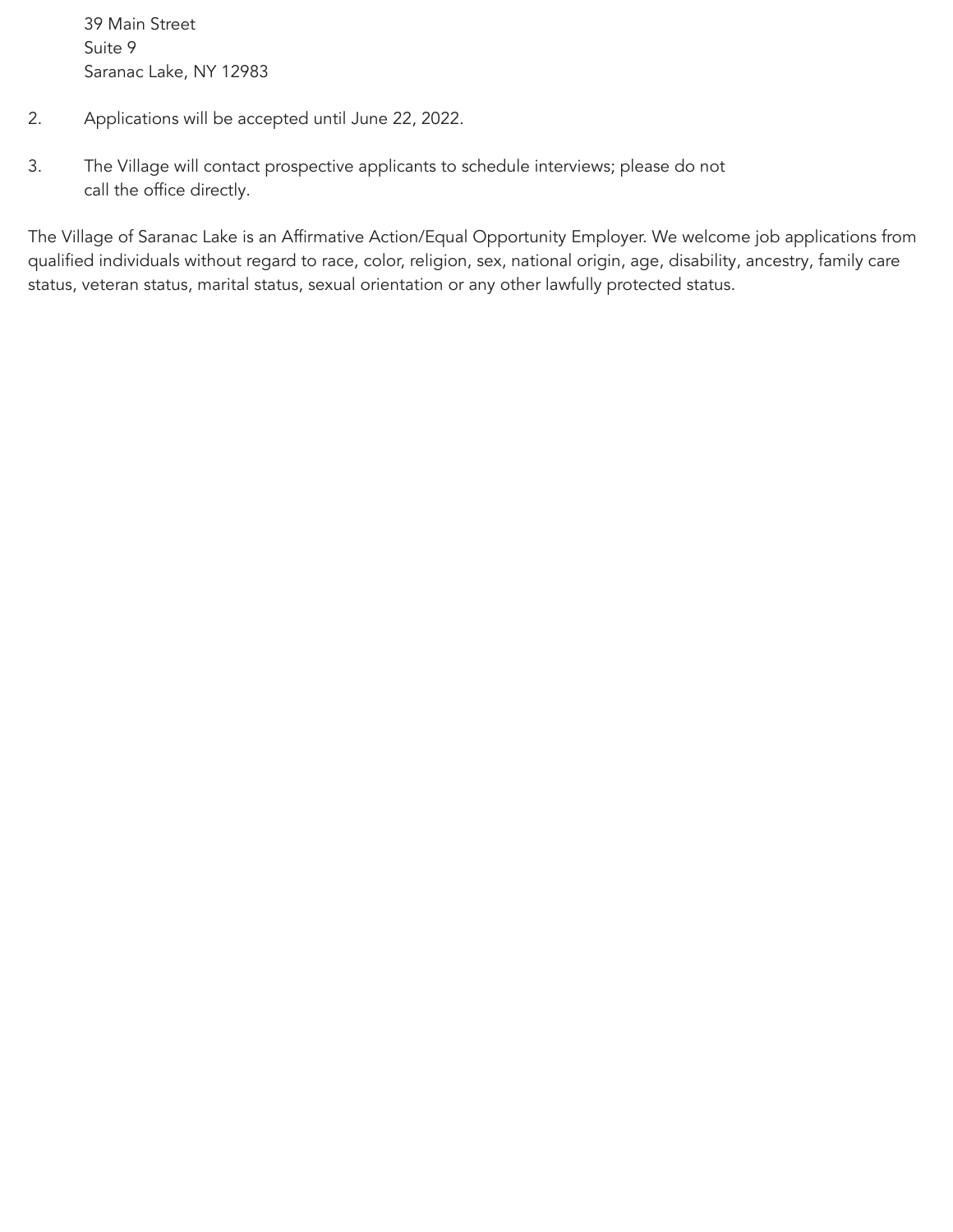39 Main Street
Suite 9
Saranac Lake, NY 12983

2. Applications will be accepted until June 22, 2022.

3. The Village will contact prospective applicants to schedule interviews; please do not call the office directly.

The Village of Saranac Lake is an Affirmative Action/Equal Opportunity Employer. We welcome job applications from qualified individuals without regard to race, color, religion, sex, national origin, age, disability, ancestry, family care status, veteran status, marital status, sexual orientation or any other lawfully protected status.